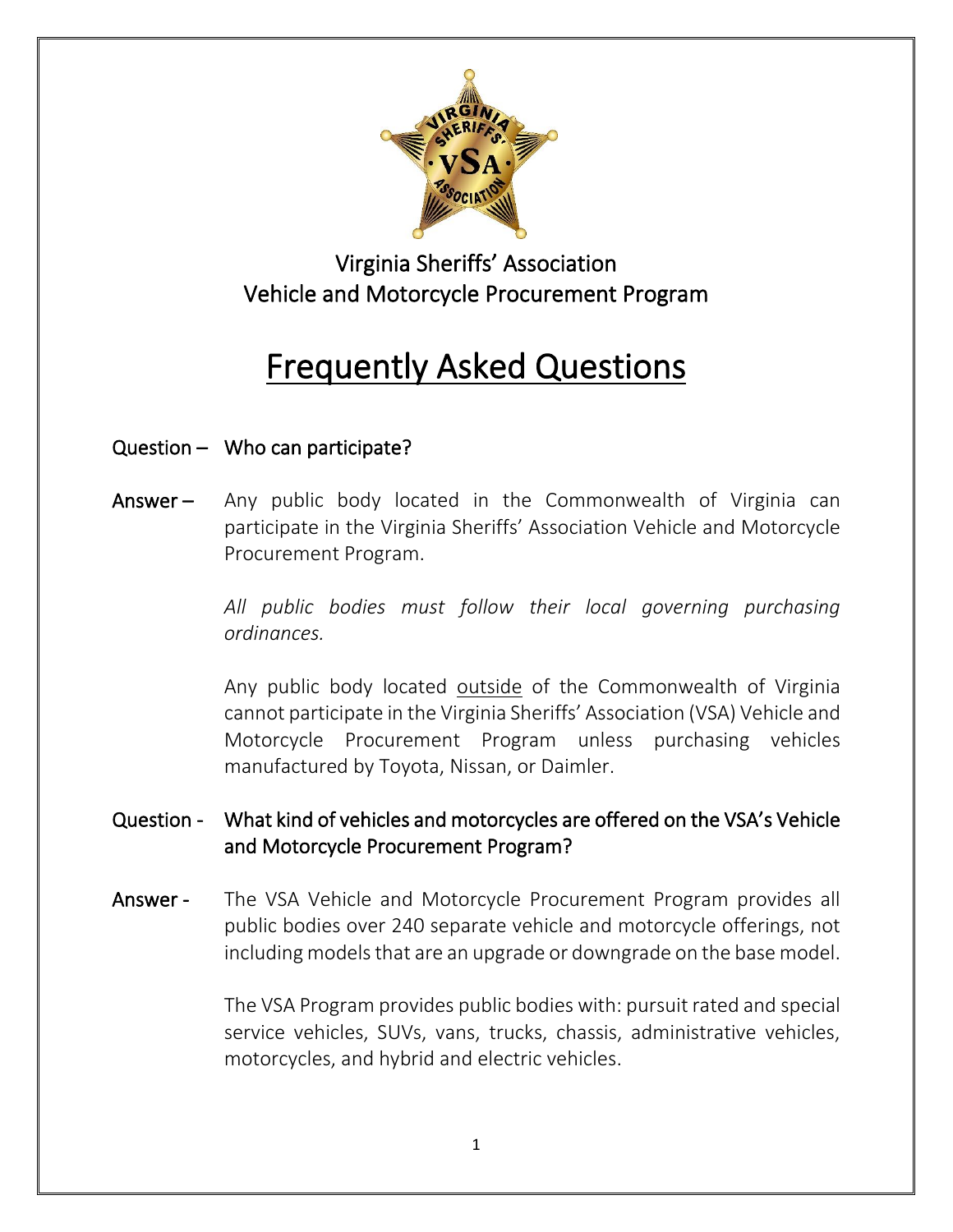Virginia Sheriffs' Association
Vehicle and Motorcycle Procurement Program

# Frequently Asked Questions

**Question –** Who can participate?

**Answer –** Any public body located in the Commonwealth of Virginia can participate in the Virginia Sheriffs' Association Vehicle and Motorcycle Procurement Program.

*All public bodies must follow their local governing purchasing ordinances.*

Any public body located <u>outside</u> of the Commonwealth of Virginia cannot participate in the Virginia Sheriffs' Association (VSA) Vehicle and Motorcycle Procurement Program unless purchasing vehicles manufactured by Toyota, Nissan, or Daimler.

**Question -** What kind of vehicles and motorcycles are offered on the VSA's Vehicle and Motorcycle Procurement Program?

**Answer -** The VSA Vehicle and Motorcycle Procurement Program provides all public bodies over 240 separate vehicle and motorcycle offerings, not including models that are an upgrade or downgrade on the base model.

The VSA Program provides public bodies with: pursuit rated and special service vehicles, SUVs, vans, trucks, chassis, administrative vehicles, motorcycles, and hybrid and electric vehicles.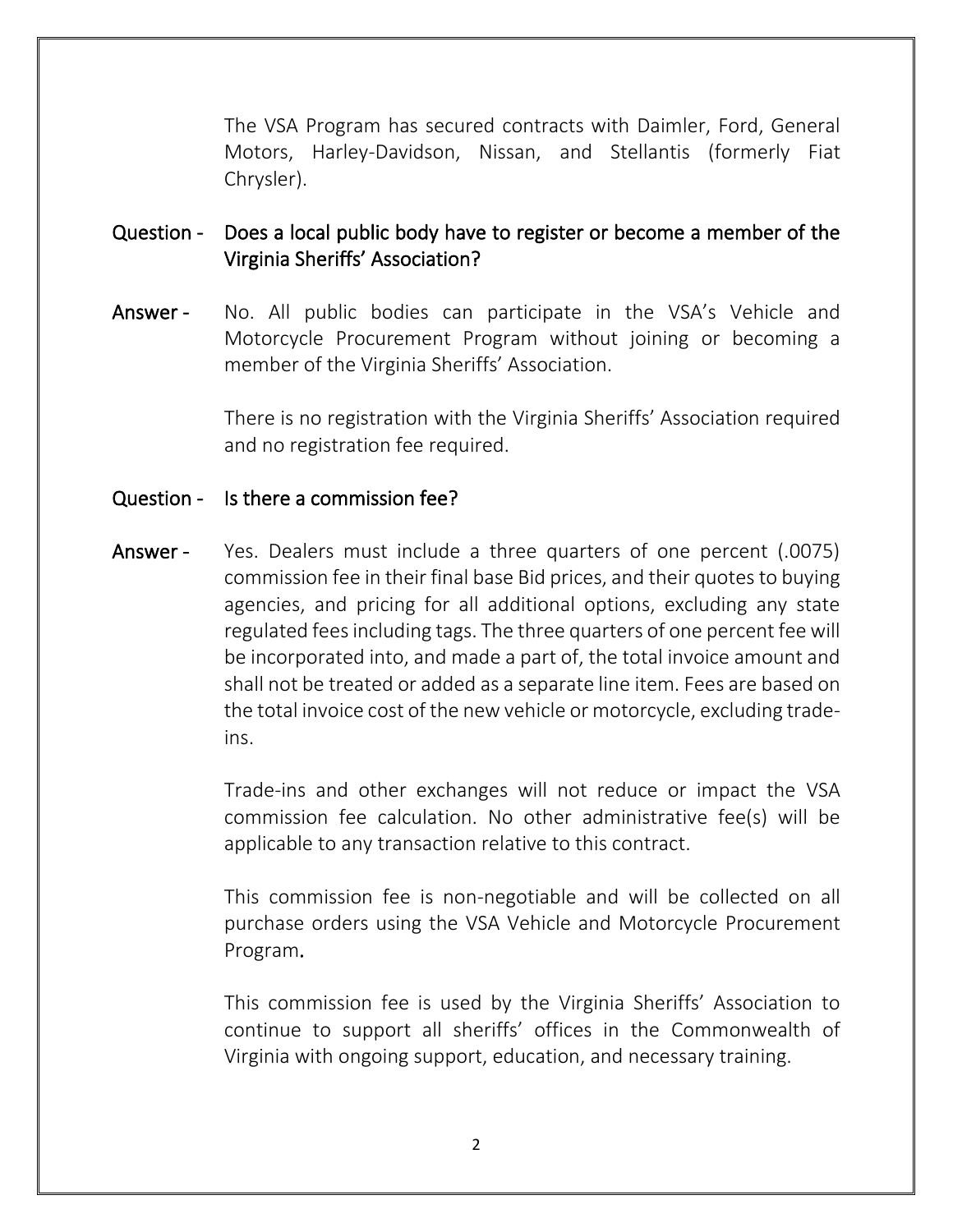The VSA Program has secured contracts with Daimler, Ford, General Motors, Harley-Davidson, Nissan, and Stellantis (formerly Fiat Chrysler).

**Question -** **Does a local public body have to register or become a member of the Virginia Sheriffs' Association?**

**Answer -** No. All public bodies can participate in the VSA's Vehicle and Motorcycle Procurement Program without joining or becoming a member of the Virginia Sheriffs' Association.

There is no registration with the Virginia Sheriffs' Association required and no registration fee required.

**Question -** **Is there a commission fee?**

**Answer -** Yes. Dealers must include a three quarters of one percent (.0075) commission fee in their final base Bid prices, and their quotes to buying agencies, and pricing for all additional options, excluding any state regulated fees including tags. The three quarters of one percent fee will be incorporated into, and made a part of, the total invoice amount and shall not be treated or added as a separate line item. Fees are based on the total invoice cost of the new vehicle or motorcycle, excluding trade-ins.

Trade-ins and other exchanges will not reduce or impact the VSA commission fee calculation. No other administrative fee(s) will be applicable to any transaction relative to this contract.

This commission fee is non-negotiable and will be collected on all purchase orders using the VSA Vehicle and Motorcycle Procurement Program.

This commission fee is used by the Virginia Sheriffs' Association to continue to support all sheriffs' offices in the Commonwealth of Virginia with ongoing support, education, and necessary training.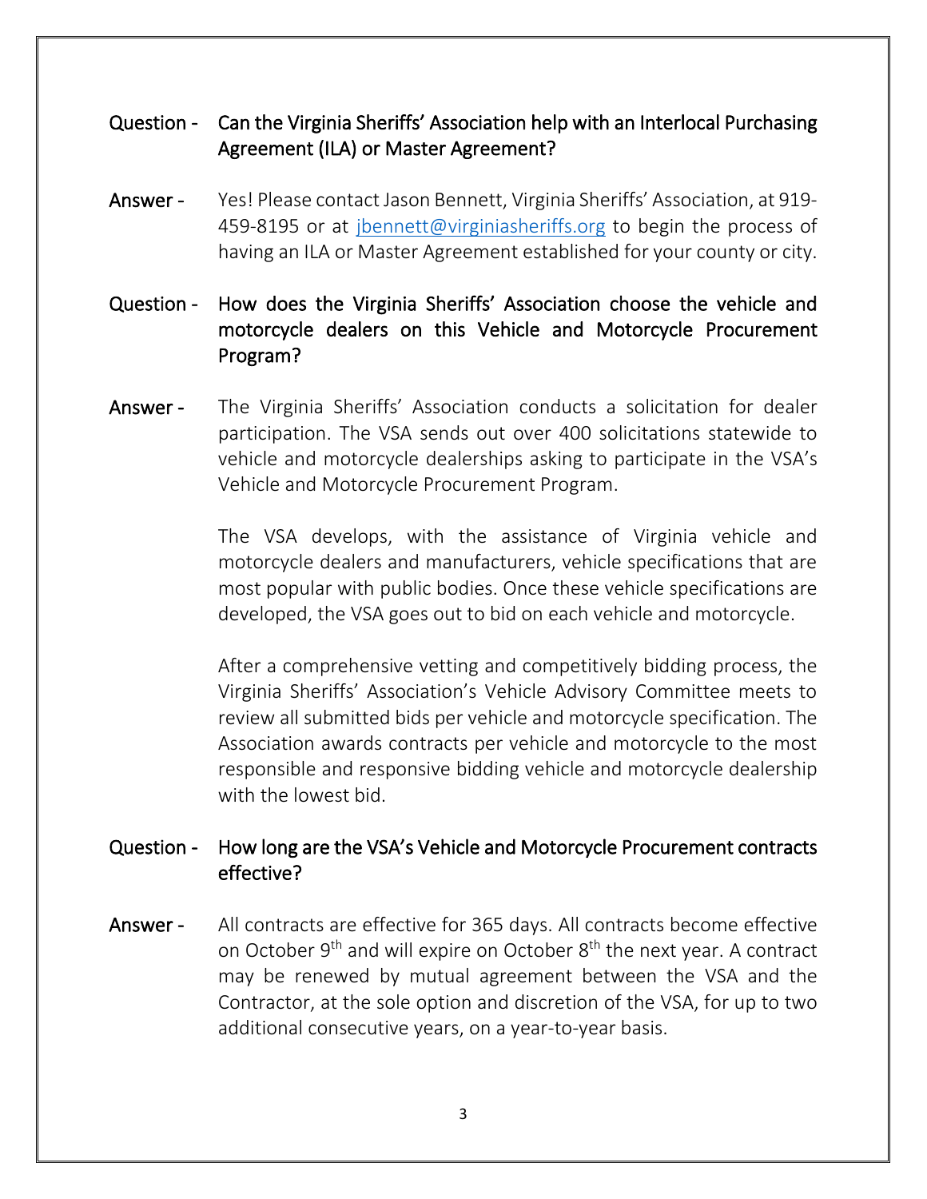**Question -** Can the Virginia Sheriffs' Association help with an Interlocal Purchasing Agreement (ILA) or Master Agreement?

**Answer -** Yes! Please contact Jason Bennett, Virginia Sheriffs' Association, at 919-459-8195 or at jbennett@virginiasheriffs.org to begin the process of having an ILA or Master Agreement established for your county or city.

**Question -** How does the Virginia Sheriffs' Association choose the vehicle and motorcycle dealers on this Vehicle and Motorcycle Procurement Program?

**Answer -** The Virginia Sheriffs' Association conducts a solicitation for dealer participation. The VSA sends out over 400 solicitations statewide to vehicle and motorcycle dealerships asking to participate in the VSA's Vehicle and Motorcycle Procurement Program.

The VSA develops, with the assistance of Virginia vehicle and motorcycle dealers and manufacturers, vehicle specifications that are most popular with public bodies. Once these vehicle specifications are developed, the VSA goes out to bid on each vehicle and motorcycle.

After a comprehensive vetting and competitively bidding process, the Virginia Sheriffs' Association's Vehicle Advisory Committee meets to review all submitted bids per vehicle and motorcycle specification. The Association awards contracts per vehicle and motorcycle to the most responsible and responsive bidding vehicle and motorcycle dealership with the lowest bid.

**Question -** How long are the VSA's Vehicle and Motorcycle Procurement contracts effective?

**Answer -** All contracts are effective for 365 days. All contracts become effective on October 9th and will expire on October 8th the next year. A contract may be renewed by mutual agreement between the VSA and the Contractor, at the sole option and discretion of the VSA, for up to two additional consecutive years, on a year-to-year basis.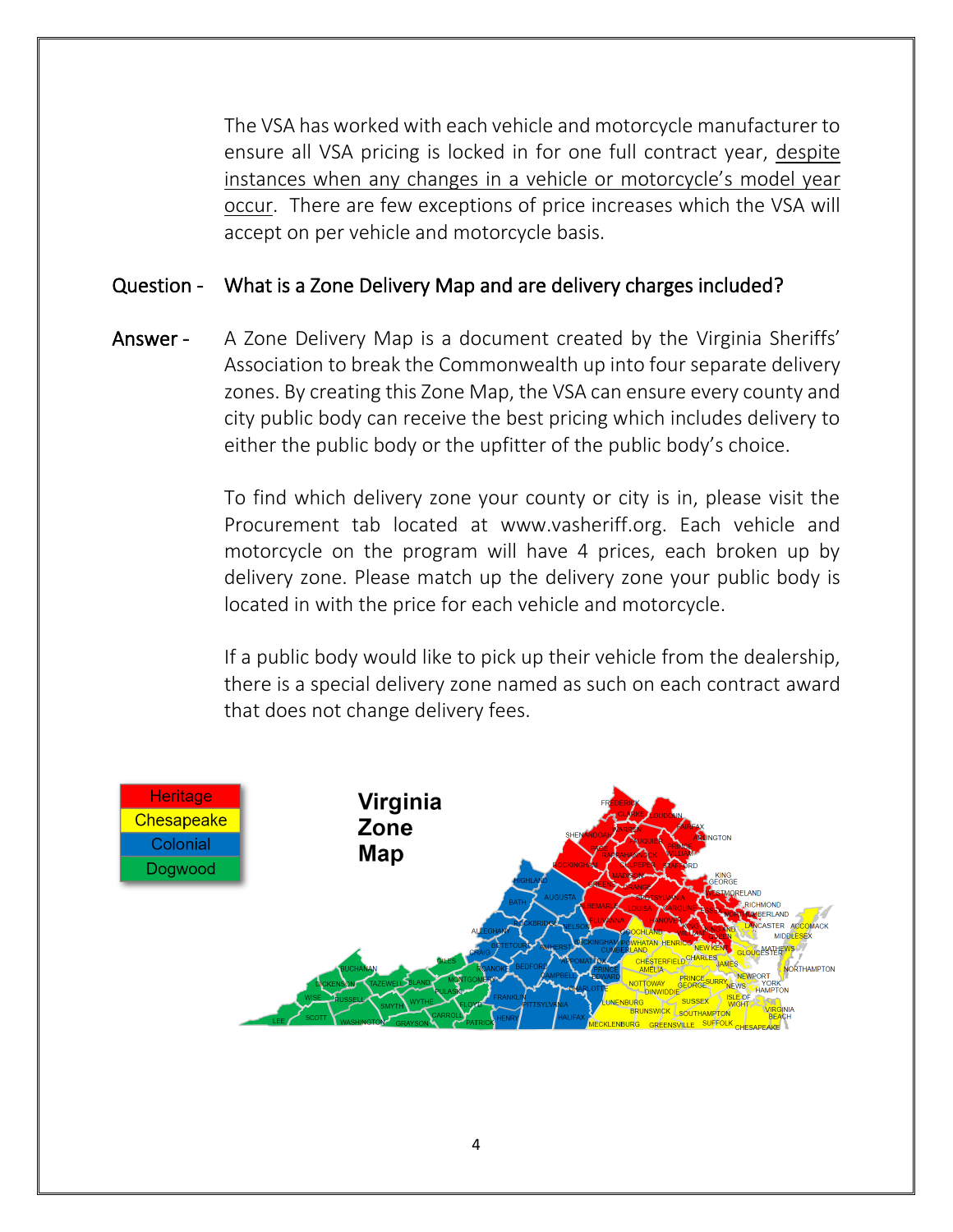The VSA has worked with each vehicle and motorcycle manufacturer to ensure all VSA pricing is locked in for one full contract year, despite instances when any changes in a vehicle or motorcycle's model year occur. There are few exceptions of price increases which the VSA will accept on per vehicle and motorcycle basis.

**Question -** What is a Zone Delivery Map and are delivery charges included?

**Answer -** A Zone Delivery Map is a document created by the Virginia Sheriffs' Association to break the Commonwealth up into four separate delivery zones. By creating this Zone Map, the VSA can ensure every county and city public body can receive the best pricing which includes delivery to either the public body or the upfitter of the public body's choice.

To find which delivery zone your county or city is in, please visit the Procurement tab located at www.vasheriff.org. Each vehicle and motorcycle on the program will have 4 prices, each broken up by delivery zone. Please match up the delivery zone your public body is located in with the price for each vehicle and motorcycle.

If a public body would like to pick up their vehicle from the dealership, there is a special delivery zone named as such on each contract award that does not change delivery fees.

**Virginia Zone Map**

- Heritage
- Chesapeake
- Colonial
- Dogwood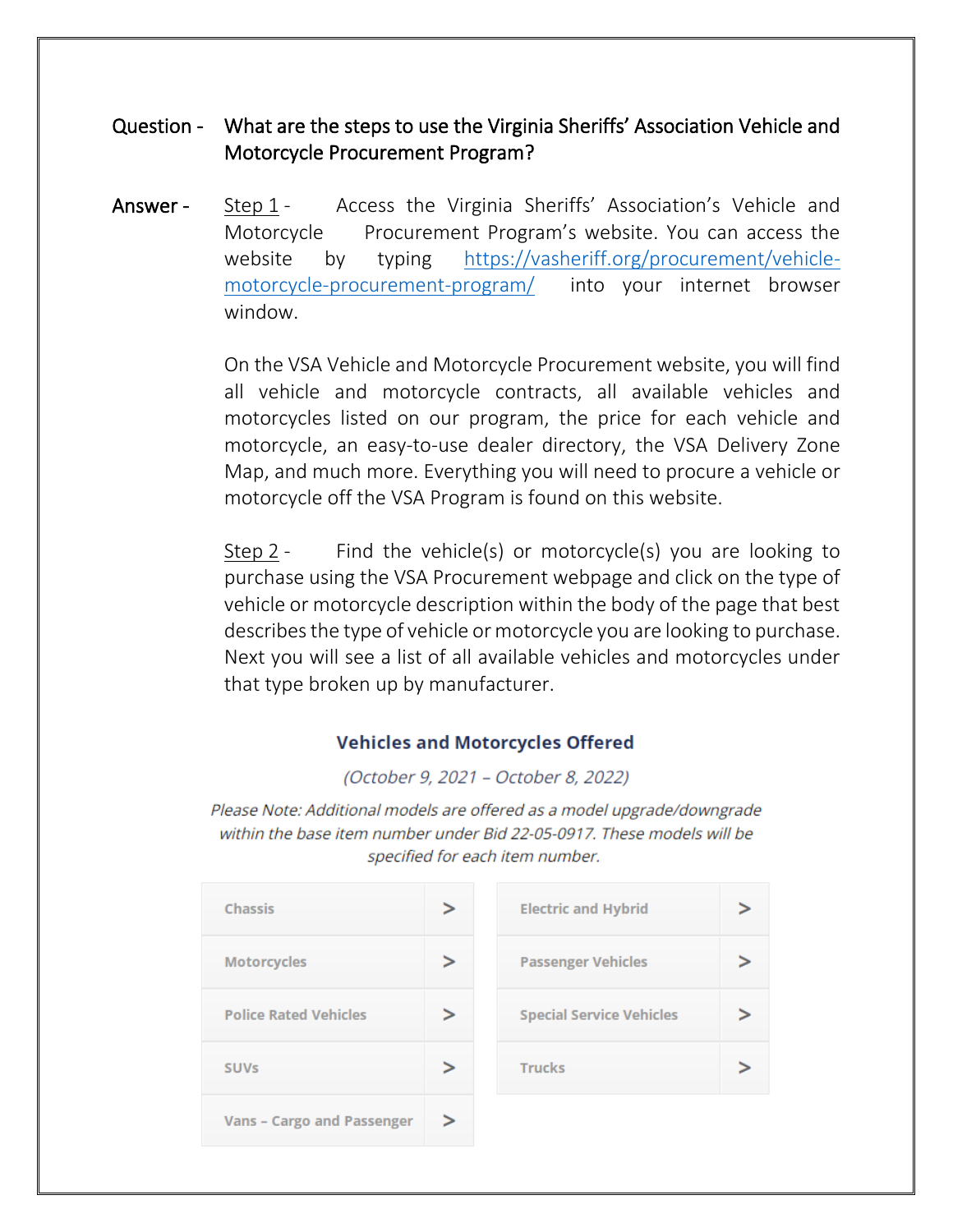**Question -** **What are the steps to use the Virginia Sheriffs' Association Vehicle and Motorcycle Procurement Program?**

**Answer -** Step 1 - Access the Virginia Sheriffs' Association's Vehicle and Motorcycle Procurement Program's website. You can access the website by typing https://vasheriff.org/procurement/vehicle-motorcycle-procurement-program/ into your internet browser window.

On the VSA Vehicle and Motorcycle Procurement website, you will find all vehicle and motorcycle contracts, all available vehicles and motorcycles listed on our program, the price for each vehicle and motorcycle, an easy-to-use dealer directory, the VSA Delivery Zone Map, and much more. Everything you will need to procure a vehicle or motorcycle off the VSA Program is found on this website.

Step 2 - Find the vehicle(s) or motorcycle(s) you are looking to purchase using the VSA Procurement webpage and click on the type of vehicle or motorcycle description within the body of the page that best describes the type of vehicle or motorcycle you are looking to purchase. Next you will see a list of all available vehicles and motorcycles under that type broken up by manufacturer.

**Vehicles and Motorcycles Offered**

*(October 9, 2021 – October 8, 2022)*

*Please Note: Additional models are offered as a model upgrade/downgrade within the base item number under Bid 22-05-0917. These models will be specified for each item number.*

| | |
|---|---|
| Chassis > | Electric and Hybrid > |
| Motorcycles > | Passenger Vehicles > |
| Police Rated Vehicles > | Special Service Vehicles > |
| SUVs > | Trucks > |
| Vans – Cargo and Passenger > | |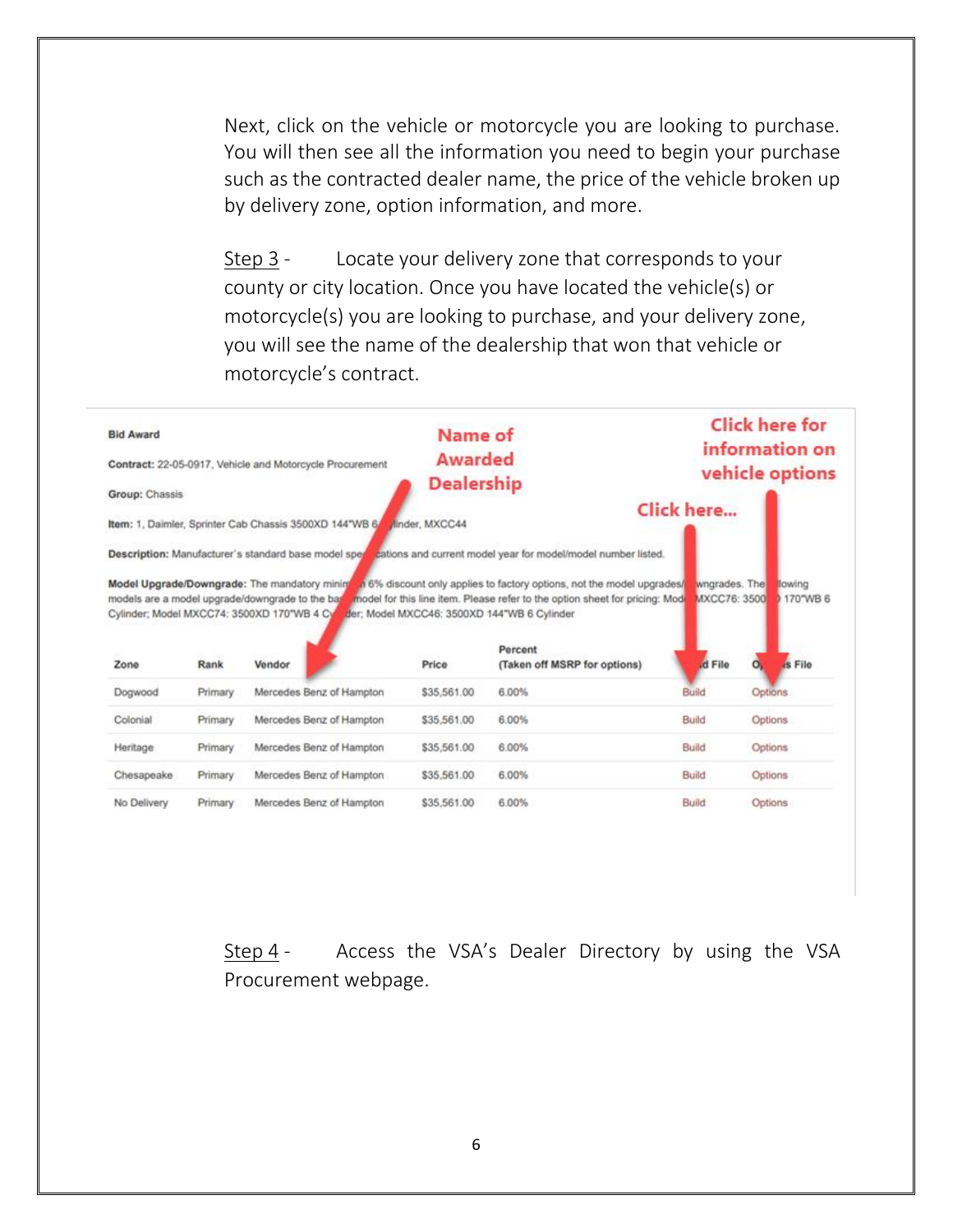Next, click on the vehicle or motorcycle you are looking to purchase. You will then see all the information you need to begin your purchase such as the contracted dealer name, the price of the vehicle broken up by delivery zone, option information, and more.

Step 3 - Locate your delivery zone that corresponds to your county or city location. Once you have located the vehicle(s) or motorcycle(s) you are looking to purchase, and your delivery zone, you will see the name of the dealership that won that vehicle or motorcycle's contract.

**Bid Award**

**Contract:** 22-05-0917, Vehicle and Motorcycle Procurement

**Group:** Chassis

**Item:** 1, Daimler, Sprinter Cab Chassis 3500XD 144"WB 6 Cylinder, MXCC44

**Description:** Manufacturer's standard base model specifications and current model year for model/model number listed.

**Model Upgrade/Downgrade:** The mandatory minimum 6% discount only applies to factory options, not the model upgrades/downgrades. The following models are a model upgrade/downgrade to the base model for this line item. Please refer to the option sheet for pricing: Model MXCC76: 3500XD 170"WB 6 Cylinder; Model MXCC74: 3500XD 170"WB 4 Cylinder; Model MXCC46: 3500XD 144"WB 6 Cylinder

Name of Awarded Dealership

Click here...

Click here for information on vehicle options

| Zone | Rank | Vendor | Price | Percent (Taken off MSRP for options) | Build File | Options File |
|---|---|---|---|---|---|---|
| Dogwood | Primary | Mercedes Benz of Hampton | $35,561.00 | 6.00% | Build | Options |
| Colonial | Primary | Mercedes Benz of Hampton | $35,561.00 | 6.00% | Build | Options |
| Heritage | Primary | Mercedes Benz of Hampton | $35,561.00 | 6.00% | Build | Options |
| Chesapeake | Primary | Mercedes Benz of Hampton | $35,561.00 | 6.00% | Build | Options |
| No Delivery | Primary | Mercedes Benz of Hampton | $35,561.00 | 6.00% | Build | Options |

Step 4 - Access the VSA's Dealer Directory by using the VSA Procurement webpage.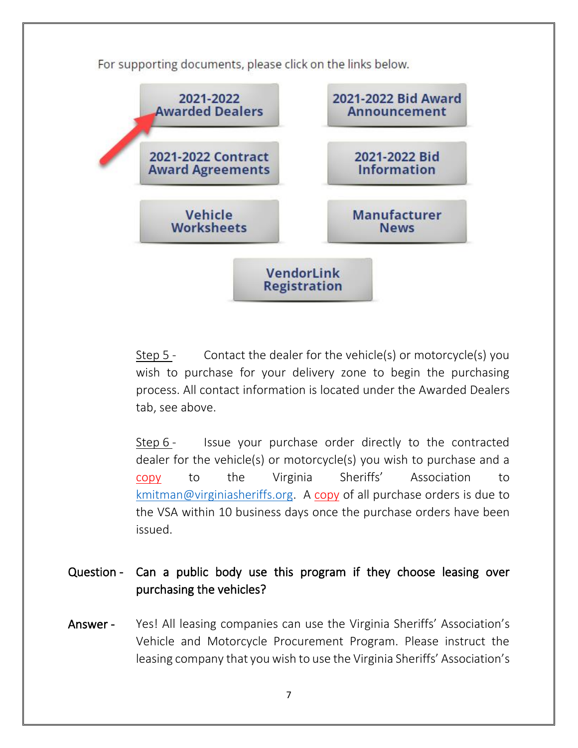For supporting documents, please click on the links below.

- 2021-2022 Awarded Dealers
- 2021-2022 Bid Award Announcement
- 2021-2022 Contract Award Agreements
- 2021-2022 Bid Information
- Vehicle Worksheets
- Manufacturer News
- VendorLink Registration

Step 5 - Contact the dealer for the vehicle(s) or motorcycle(s) you wish to purchase for your delivery zone to begin the purchasing process. All contact information is located under the Awarded Dealers tab, see above.

Step 6 - Issue your purchase order directly to the contracted dealer for the vehicle(s) or motorcycle(s) you wish to purchase and a copy to the Virginia Sheriffs' Association to kmitman@virginiasheriffs.org. A copy of all purchase orders is due to the VSA within 10 business days once the purchase orders have been issued.

Question - Can a public body use this program if they choose leasing over purchasing the vehicles?

Answer - Yes! All leasing companies can use the Virginia Sheriffs' Association's Vehicle and Motorcycle Procurement Program. Please instruct the leasing company that you wish to use the Virginia Sheriffs' Association's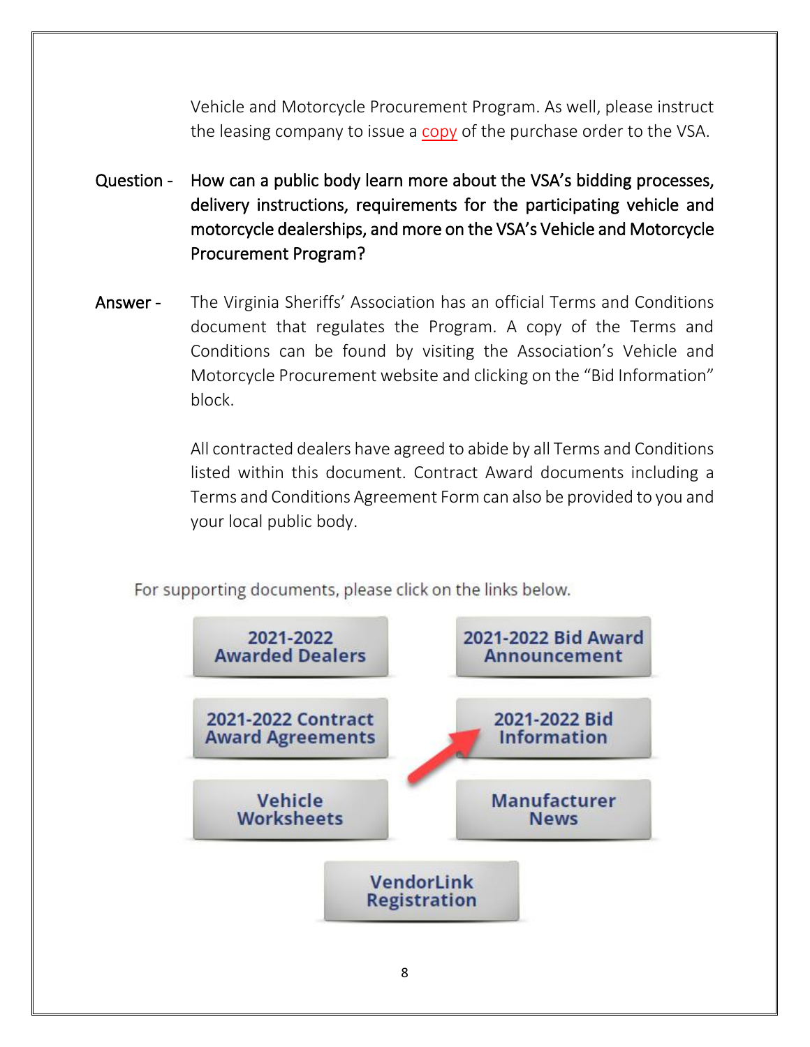Vehicle and Motorcycle Procurement Program. As well, please instruct the leasing company to issue a copy of the purchase order to the VSA.

**Question -** How can a public body learn more about the VSA's bidding processes, delivery instructions, requirements for the participating vehicle and motorcycle dealerships, and more on the VSA's Vehicle and Motorcycle Procurement Program?

**Answer -** The Virginia Sheriffs' Association has an official Terms and Conditions document that regulates the Program. A copy of the Terms and Conditions can be found by visiting the Association's Vehicle and Motorcycle Procurement website and clicking on the "Bid Information" block.

All contracted dealers have agreed to abide by all Terms and Conditions listed within this document. Contract Award documents including a Terms and Conditions Agreement Form can also be provided to you and your local public body.

For supporting documents, please click on the links below.

- 2021-2022 Awarded Dealers
- 2021-2022 Bid Award Announcement
- 2021-2022 Contract Award Agreements
- 2021-2022 Bid Information
- Vehicle Worksheets
- Manufacturer News
- VendorLink Registration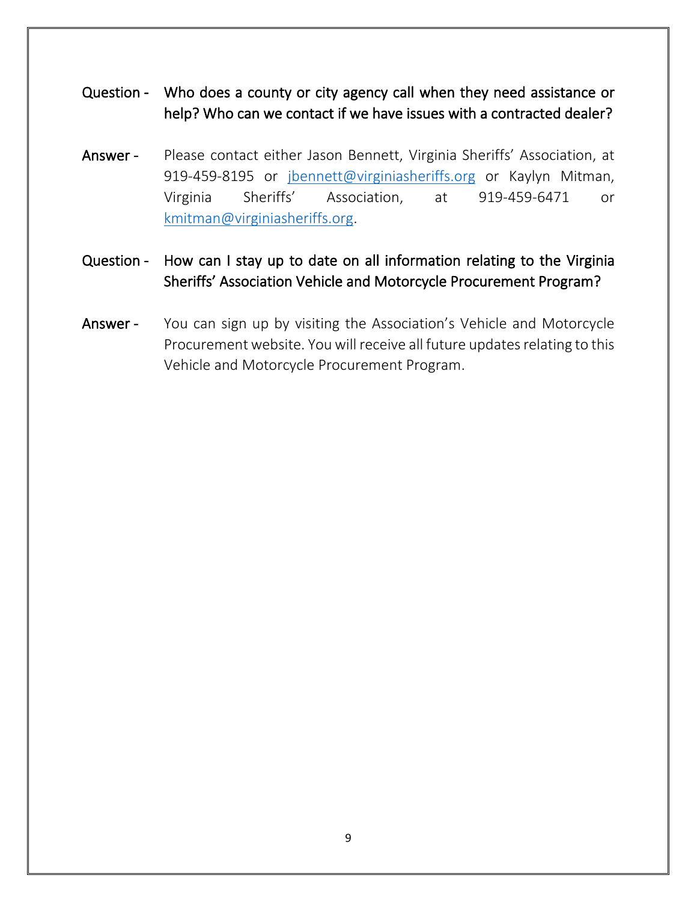**Question -** **Who does a county or city agency call when they need assistance or help? Who can we contact if we have issues with a contracted dealer?**

**Answer -** Please contact either Jason Bennett, Virginia Sheriffs' Association, at 919-459-8195 or jbennett@virginiasheriffs.org or Kaylyn Mitman, Virginia Sheriffs' Association, at 919-459-6471 or kmitman@virginiasheriffs.org.

**Question -** **How can I stay up to date on all information relating to the Virginia Sheriffs' Association Vehicle and Motorcycle Procurement Program?**

**Answer -** You can sign up by visiting the Association's Vehicle and Motorcycle Procurement website. You will receive all future updates relating to this Vehicle and Motorcycle Procurement Program.